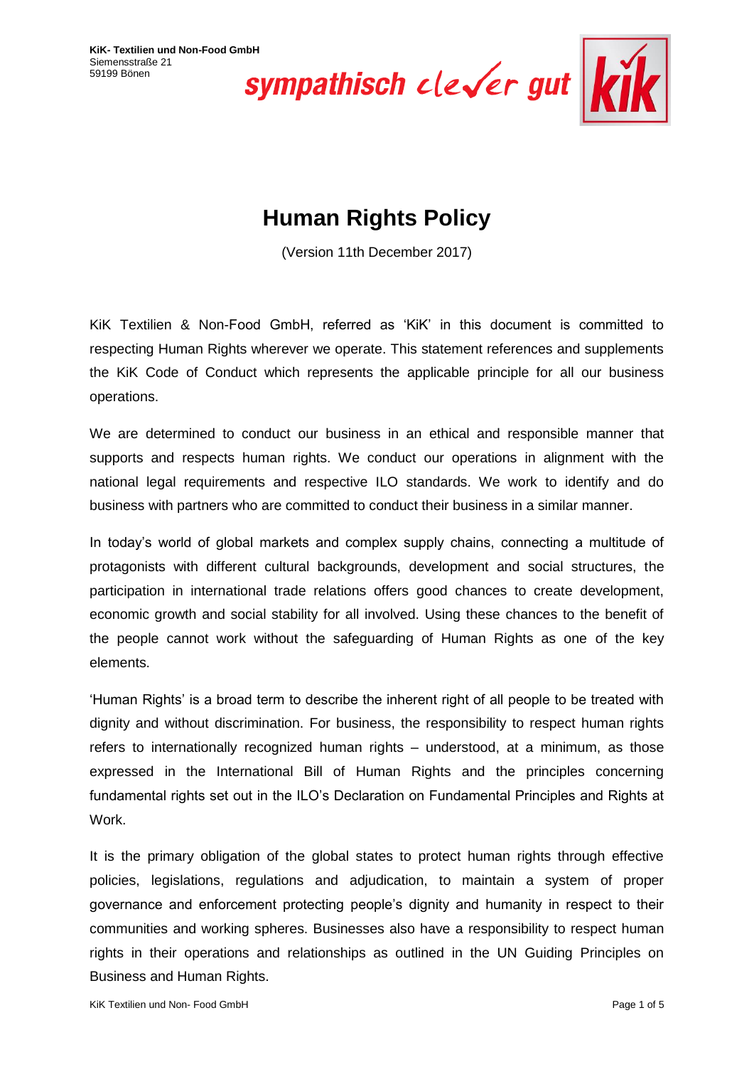**KiK- Textilien und Non-Food GmbH**
Siemensstraße 21
59199 Bönen

sympathisch clever gut

# Human Rights Policy

(Version 11th December 2017)

KiK Textilien & Non-Food GmbH, referred as 'KiK' in this document is committed to respecting Human Rights wherever we operate. This statement references and supplements the KiK Code of Conduct which represents the applicable principle for all our business operations.

We are determined to conduct our business in an ethical and responsible manner that supports and respects human rights. We conduct our operations in alignment with the national legal requirements and respective ILO standards. We work to identify and do business with partners who are committed to conduct their business in a similar manner.

In today's world of global markets and complex supply chains, connecting a multitude of protagonists with different cultural backgrounds, development and social structures, the participation in international trade relations offers good chances to create development, economic growth and social stability for all involved. Using these chances to the benefit of the people cannot work without the safeguarding of Human Rights as one of the key elements.

'Human Rights' is a broad term to describe the inherent right of all people to be treated with dignity and without discrimination. For business, the responsibility to respect human rights refers to internationally recognized human rights – understood, at a minimum, as those expressed in the International Bill of Human Rights and the principles concerning fundamental rights set out in the ILO's Declaration on Fundamental Principles and Rights at Work.

It is the primary obligation of the global states to protect human rights through effective policies, legislations, regulations and adjudication, to maintain a system of proper governance and enforcement protecting people's dignity and humanity in respect to their communities and working spheres. Businesses also have a responsibility to respect human rights in their operations and relationships as outlined in the UN Guiding Principles on Business and Human Rights.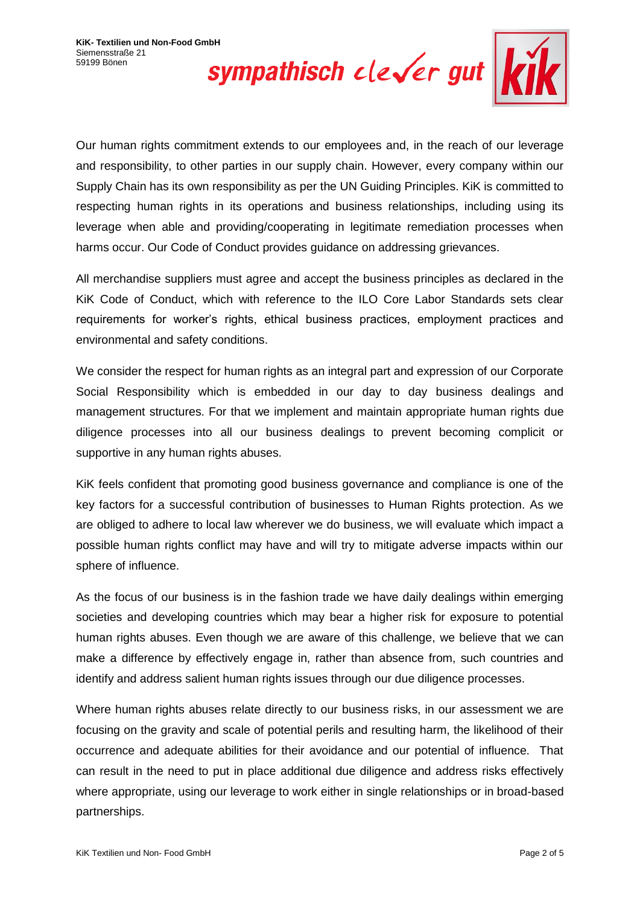Our human rights commitment extends to our employees and, in the reach of our leverage and responsibility, to other parties in our supply chain. However, every company within our Supply Chain has its own responsibility as per the UN Guiding Principles. KiK is committed to respecting human rights in its operations and business relationships, including using its leverage when able and providing/cooperating in legitimate remediation processes when harms occur. Our Code of Conduct provides guidance on addressing grievances.

All merchandise suppliers must agree and accept the business principles as declared in the KiK Code of Conduct, which with reference to the ILO Core Labor Standards sets clear requirements for worker's rights, ethical business practices, employment practices and environmental and safety conditions.

We consider the respect for human rights as an integral part and expression of our Corporate Social Responsibility which is embedded in our day to day business dealings and management structures. For that we implement and maintain appropriate human rights due diligence processes into all our business dealings to prevent becoming complicit or supportive in any human rights abuses.

KiK feels confident that promoting good business governance and compliance is one of the key factors for a successful contribution of businesses to Human Rights protection. As we are obliged to adhere to local law wherever we do business, we will evaluate which impact a possible human rights conflict may have and will try to mitigate adverse impacts within our sphere of influence.

As the focus of our business is in the fashion trade we have daily dealings within emerging societies and developing countries which may bear a higher risk for exposure to potential human rights abuses. Even though we are aware of this challenge, we believe that we can make a difference by effectively engage in, rather than absence from, such countries and identify and address salient human rights issues through our due diligence processes.

Where human rights abuses relate directly to our business risks, in our assessment we are focusing on the gravity and scale of potential perils and resulting harm, the likelihood of their occurrence and adequate abilities for their avoidance and our potential of influence. That can result in the need to put in place additional due diligence and address risks effectively where appropriate, using our leverage to work either in single relationships or in broad-based partnerships.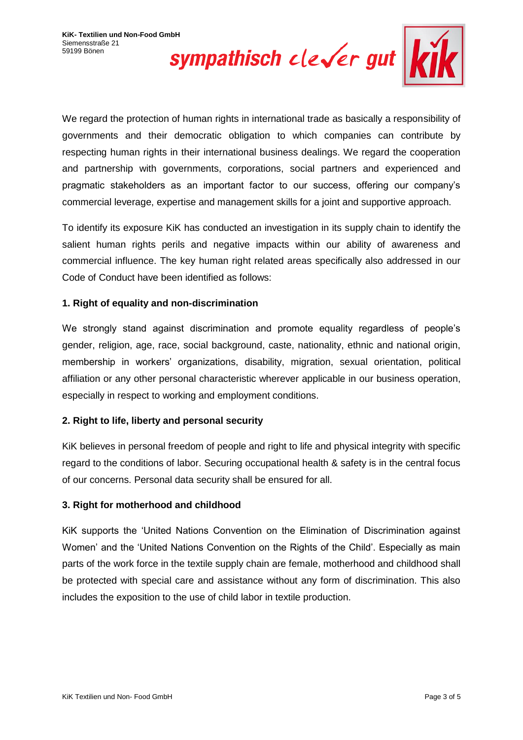We regard the protection of human rights in international trade as basically a responsibility of governments and their democratic obligation to which companies can contribute by respecting human rights in their international business dealings. We regard the cooperation and partnership with governments, corporations, social partners and experienced and pragmatic stakeholders as an important factor to our success, offering our company's commercial leverage, expertise and management skills for a joint and supportive approach.

To identify its exposure KiK has conducted an investigation in its supply chain to identify the salient human rights perils and negative impacts within our ability of awareness and commercial influence. The key human right related areas specifically also addressed in our Code of Conduct have been identified as follows:

**1. Right of equality and non-discrimination**

We strongly stand against discrimination and promote equality regardless of people's gender, religion, age, race, social background, caste, nationality, ethnic and national origin, membership in workers' organizations, disability, migration, sexual orientation, political affiliation or any other personal characteristic wherever applicable in our business operation, especially in respect to working and employment conditions.

**2. Right to life, liberty and personal security**

KiK believes in personal freedom of people and right to life and physical integrity with specific regard to the conditions of labor. Securing occupational health & safety is in the central focus of our concerns. Personal data security shall be ensured for all.

**3. Right for motherhood and childhood**

KiK supports the 'United Nations Convention on the Elimination of Discrimination against Women' and the 'United Nations Convention on the Rights of the Child'. Especially as main parts of the work force in the textile supply chain are female, motherhood and childhood shall be protected with special care and assistance without any form of discrimination. This also includes the exposition to the use of child labor in textile production.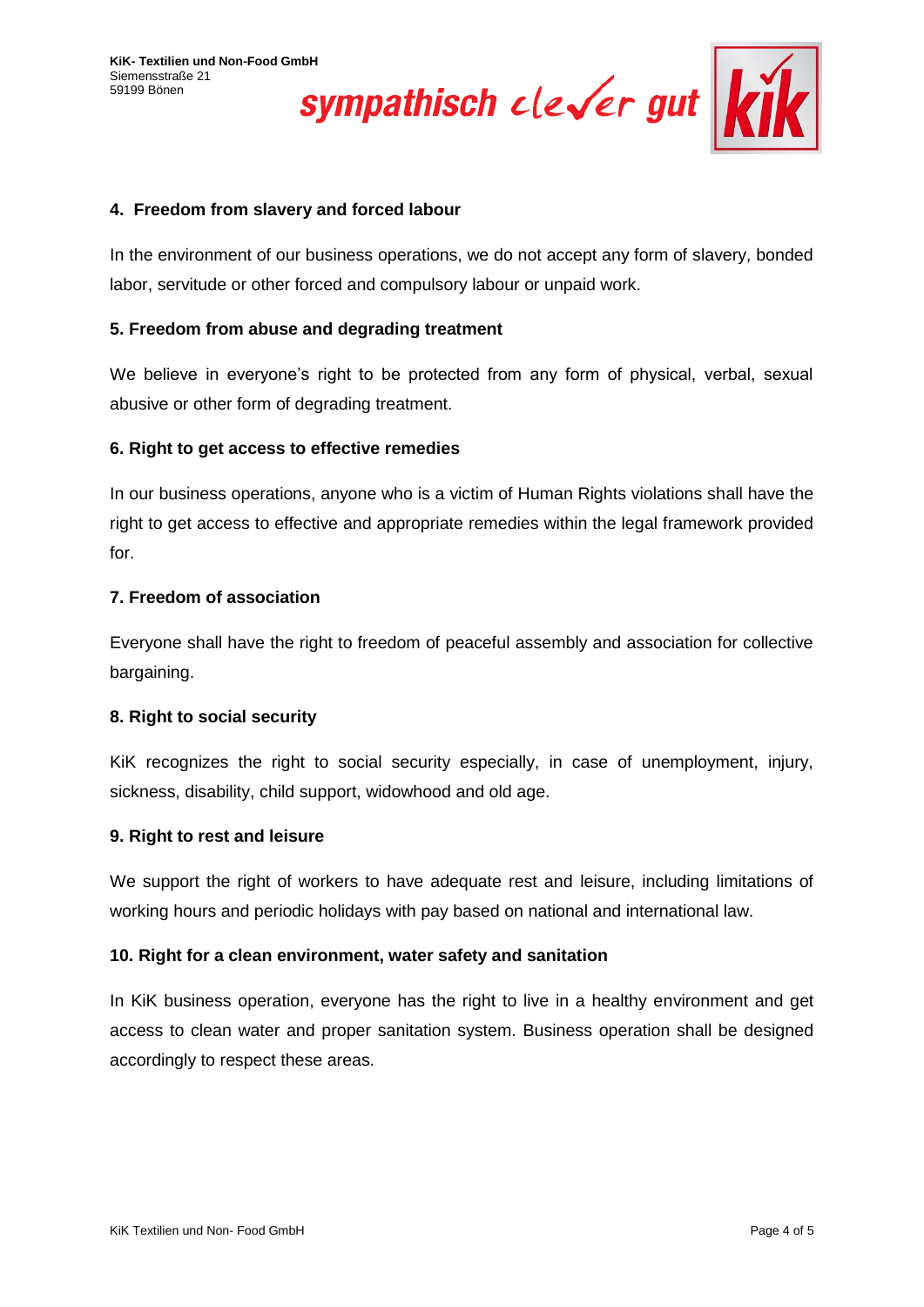### 4. Freedom from slavery and forced labour

In the environment of our business operations, we do not accept any form of slavery, bonded labor, servitude or other forced and compulsory labour or unpaid work.

### 5. Freedom from abuse and degrading treatment

We believe in everyone's right to be protected from any form of physical, verbal, sexual abusive or other form of degrading treatment.

### 6. Right to get access to effective remedies

In our business operations, anyone who is a victim of Human Rights violations shall have the right to get access to effective and appropriate remedies within the legal framework provided for.

### 7. Freedom of association

Everyone shall have the right to freedom of peaceful assembly and association for collective bargaining.

### 8. Right to social security

KiK recognizes the right to social security especially, in case of unemployment, injury, sickness, disability, child support, widowhood and old age.

### 9. Right to rest and leisure

We support the right of workers to have adequate rest and leisure, including limitations of working hours and periodic holidays with pay based on national and international law.

### 10. Right for a clean environment, water safety and sanitation

In KiK business operation, everyone has the right to live in a healthy environment and get access to clean water and proper sanitation system. Business operation shall be designed accordingly to respect these areas.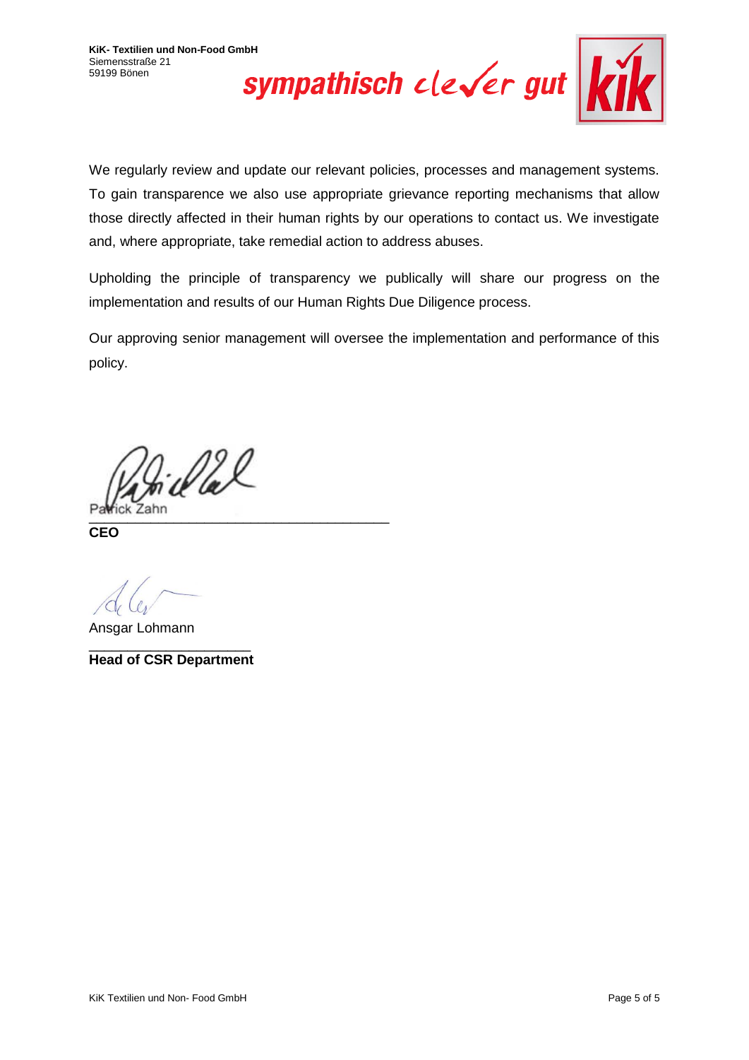**KiK- Textilien und Non-Food GmbH**
Siemensstraße 21
59199 Bönen

sympathisch clever gut

We regularly review and update our relevant policies, processes and management systems. To gain transparence we also use appropriate grievance reporting mechanisms that allow those directly affected in their human rights by our operations to contact us. We investigate and, where appropriate, take remedial action to address abuses.

Upholding the principle of transparency we publically will share our progress on the implementation and results of our Human Rights Due Diligence process.

Our approving senior management will oversee the implementation and performance of this policy.

Patrick Zahn

**CEO**

Ansgar Lohmann

**Head of CSR Department**